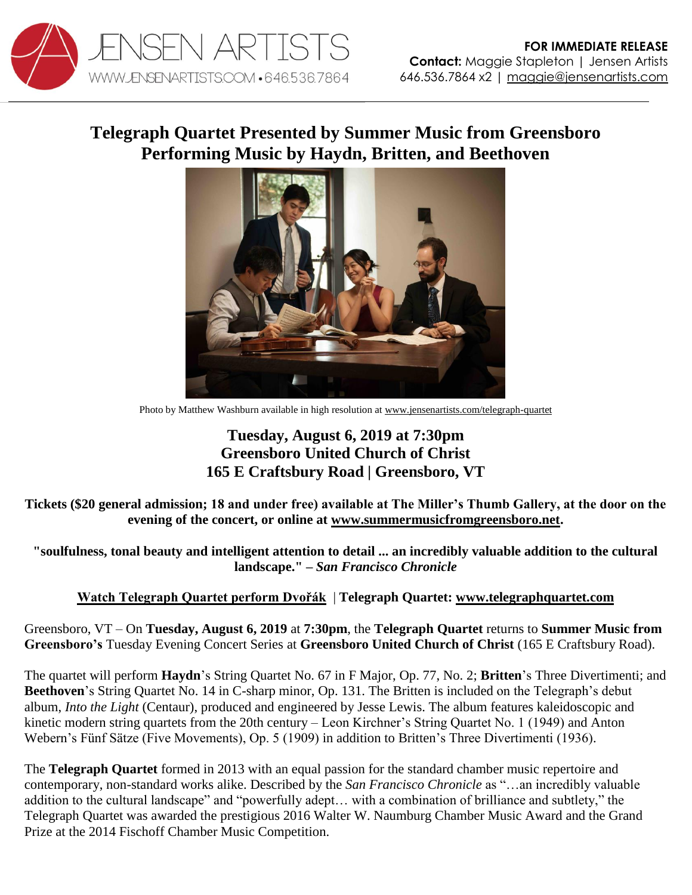JENSEN ARTISTS
WWW.JENSENARTISTS.COM • 646.536.7864

**FOR IMMEDIATE RELEASE**
**Contact:** Maggie Stapleton | Jensen Artists
646.536.7864 x2 | maggie@jensenartists.com

# Telegraph Quartet Presented by Summer Music from Greensboro Performing Music by Haydn, Britten, and Beethoven

Photo by Matthew Washburn available in high resolution at www.jensenartists.com/telegraph-quartet

## Tuesday, August 6, 2019 at 7:30pm
## Greensboro United Church of Christ
## 165 E Craftsbury Road | Greensboro, VT

**Tickets ($20 general admission; 18 and under free) available at The Miller's Thumb Gallery, at the door on the evening of the concert, or online at www.summermusicfromgreensboro.net.**

**"soulfulness, tonal beauty and intelligent attention to detail ... an incredibly valuable addition to the cultural landscape." – *San Francisco Chronicle***

**Watch Telegraph Quartet perform Dvořák | Telegraph Quartet: www.telegraphquartet.com**

Greensboro, VT – On **Tuesday, August 6, 2019** at **7:30pm**, the **Telegraph Quartet** returns to **Summer Music from Greensboro's** Tuesday Evening Concert Series at **Greensboro United Church of Christ** (165 E Craftsbury Road).

The quartet will perform **Haydn**'s String Quartet No. 67 in F Major, Op. 77, No. 2; **Britten**'s Three Divertimenti; and **Beethoven**'s String Quartet No. 14 in C-sharp minor, Op. 131. The Britten is included on the Telegraph's debut album, *Into the Light* (Centaur), produced and engineered by Jesse Lewis. The album features kaleidoscopic and kinetic modern string quartets from the 20th century – Leon Kirchner's String Quartet No. 1 (1949) and Anton Webern's Fünf Sätze (Five Movements), Op. 5 (1909) in addition to Britten's Three Divertimenti (1936).

The **Telegraph Quartet** formed in 2013 with an equal passion for the standard chamber music repertoire and contemporary, non-standard works alike. Described by the *San Francisco Chronicle* as "…an incredibly valuable addition to the cultural landscape" and "powerfully adept… with a combination of brilliance and subtlety," the Telegraph Quartet was awarded the prestigious 2016 Walter W. Naumburg Chamber Music Award and the Grand Prize at the 2014 Fischoff Chamber Music Competition.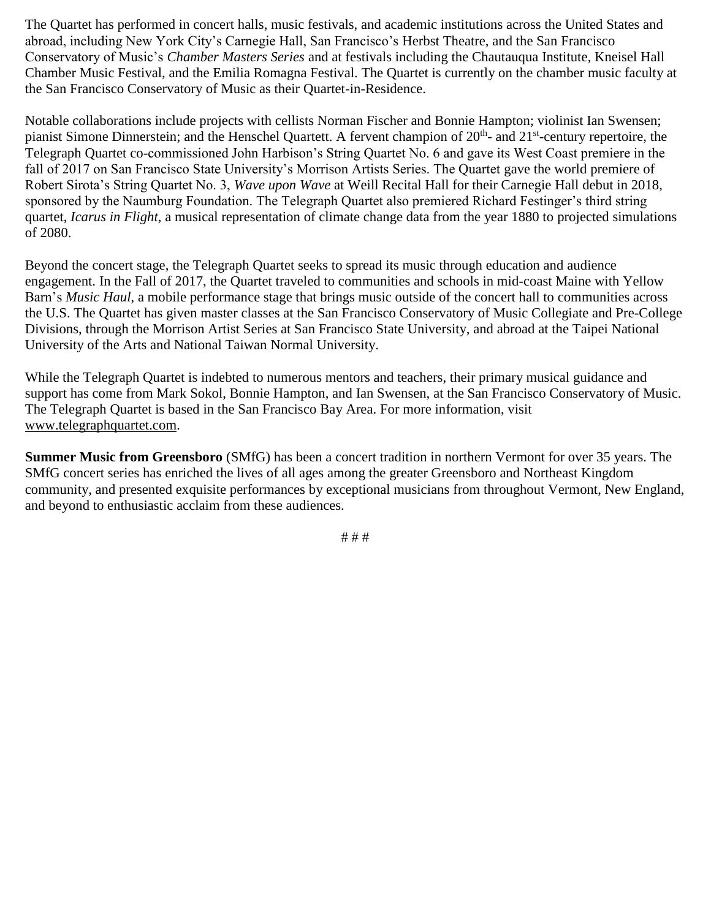The Quartet has performed in concert halls, music festivals, and academic institutions across the United States and abroad, including New York City's Carnegie Hall, San Francisco's Herbst Theatre, and the San Francisco Conservatory of Music's *Chamber Masters Series* and at festivals including the Chautauqua Institute, Kneisel Hall Chamber Music Festival, and the Emilia Romagna Festival. The Quartet is currently on the chamber music faculty at the San Francisco Conservatory of Music as their Quartet-in-Residence.

Notable collaborations include projects with cellists Norman Fischer and Bonnie Hampton; violinist Ian Swensen; pianist Simone Dinnerstein; and the Henschel Quartett. A fervent champion of 20th- and 21st-century repertoire, the Telegraph Quartet co-commissioned John Harbison's String Quartet No. 6 and gave its West Coast premiere in the fall of 2017 on San Francisco State University's Morrison Artists Series. The Quartet gave the world premiere of Robert Sirota's String Quartet No. 3, *Wave upon Wave* at Weill Recital Hall for their Carnegie Hall debut in 2018, sponsored by the Naumburg Foundation. The Telegraph Quartet also premiered Richard Festinger's third string quartet, *Icarus in Flight*, a musical representation of climate change data from the year 1880 to projected simulations of 2080.

Beyond the concert stage, the Telegraph Quartet seeks to spread its music through education and audience engagement. In the Fall of 2017, the Quartet traveled to communities and schools in mid-coast Maine with Yellow Barn's *Music Haul*, a mobile performance stage that brings music outside of the concert hall to communities across the U.S. The Quartet has given master classes at the San Francisco Conservatory of Music Collegiate and Pre-College Divisions, through the Morrison Artist Series at San Francisco State University, and abroad at the Taipei National University of the Arts and National Taiwan Normal University.

While the Telegraph Quartet is indebted to numerous mentors and teachers, their primary musical guidance and support has come from Mark Sokol, Bonnie Hampton, and Ian Swensen, at the San Francisco Conservatory of Music. The Telegraph Quartet is based in the San Francisco Bay Area. For more information, visit www.telegraphquartet.com.

**Summer Music from Greensboro** (SMfG) has been a concert tradition in northern Vermont for over 35 years. The SMfG concert series has enriched the lives of all ages among the greater Greensboro and Northeast Kingdom community, and presented exquisite performances by exceptional musicians from throughout Vermont, New England, and beyond to enthusiastic acclaim from these audiences.

# # #